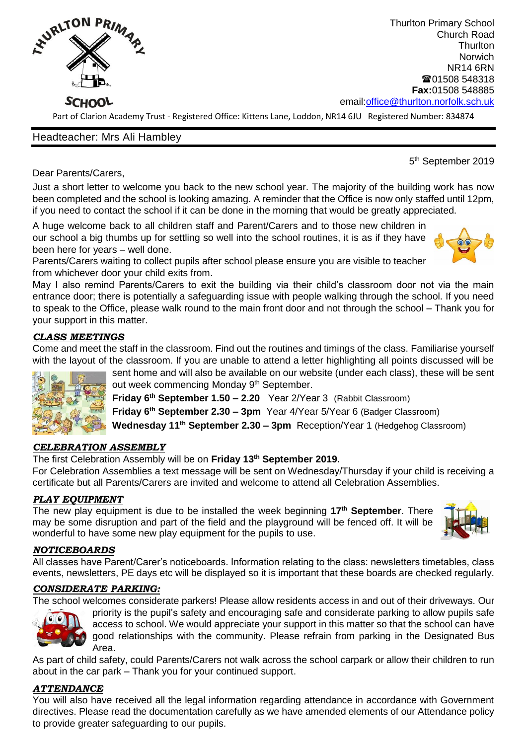Thurlton Primary School
Church Road
Thurlton
Norwich
NR14 6RN
☎01508 548318
**Fax:**01508 548885
email:office@thurlton.norfolk.sch.uk

Part of Clarion Academy Trust - Registered Office: Kittens Lane, Loddon, NR14 6JU Registered Number: 834874

Headteacher: Mrs Ali Hambley

5th September 2019

Dear Parents/Carers,

Just a short letter to welcome you back to the new school year. The majority of the building work has now been completed and the school is looking amazing. A reminder that the Office is now only staffed until 12pm, if you need to contact the school if it can be done in the morning that would be greatly appreciated.

A huge welcome back to all children staff and Parent/Carers and to those new children in our school a big thumbs up for settling so well into the school routines, it is as if they have been here for years – well done.

Parents/Carers waiting to collect pupils after school please ensure you are visible to teacher from whichever door your child exits from.

May I also remind Parents/Carers to exit the building via their child's classroom door not via the main entrance door; there is potentially a safeguarding issue with people walking through the school. If you need to speak to the Office, please walk round to the main front door and not through the school – Thank you for your support in this matter.

### *CLASS MEETINGS*

Come and meet the staff in the classroom. Find out the routines and timings of the class. Familiarise yourself with the layout of the classroom. If you are unable to attend a letter highlighting all points discussed will be sent home and will also be available on our website (under each class), these will be sent out week commencing Monday 9th September.

**Friday 6th September 1.50 – 2.20** Year 2/Year 3 (Rabbit Classroom)
**Friday 6th September 2.30 – 3pm** Year 4/Year 5/Year 6 (Badger Classroom)
**Wednesday 11th September 2.30 – 3pm** Reception/Year 1 (Hedgehog Classroom)

### *CELEBRATION ASSEMBLY*

The first Celebration Assembly will be on **Friday 13th September 2019.**
For Celebration Assemblies a text message will be sent on Wednesday/Thursday if your child is receiving a certificate but all Parents/Carers are invited and welcome to attend all Celebration Assemblies.

### *PLAY EQUIPMENT*

The new play equipment is due to be installed the week beginning **17th September**. There may be some disruption and part of the field and the playground will be fenced off. It will be wonderful to have some new play equipment for the pupils to use.

### *NOTICEBOARDS*

All classes have Parent/Carer's noticeboards. Information relating to the class: newsletters timetables, class events, newsletters, PE days etc will be displayed so it is important that these boards are checked regularly.

### *CONSIDERATE PARKING:*

The school welcomes considerate parkers! Please allow residents access in and out of their driveways. Our priority is the pupil's safety and encouraging safe and considerate parking to allow pupils safe access to school. We would appreciate your support in this matter so that the school can have good relationships with the community. Please refrain from parking in the Designated Bus Area.

As part of child safety, could Parents/Carers not walk across the school carpark or allow their children to run about in the car park – Thank you for your continued support.

### *ATTENDANCE*

You will also have received all the legal information regarding attendance in accordance with Government directives. Please read the documentation carefully as we have amended elements of our Attendance policy to provide greater safeguarding to our pupils.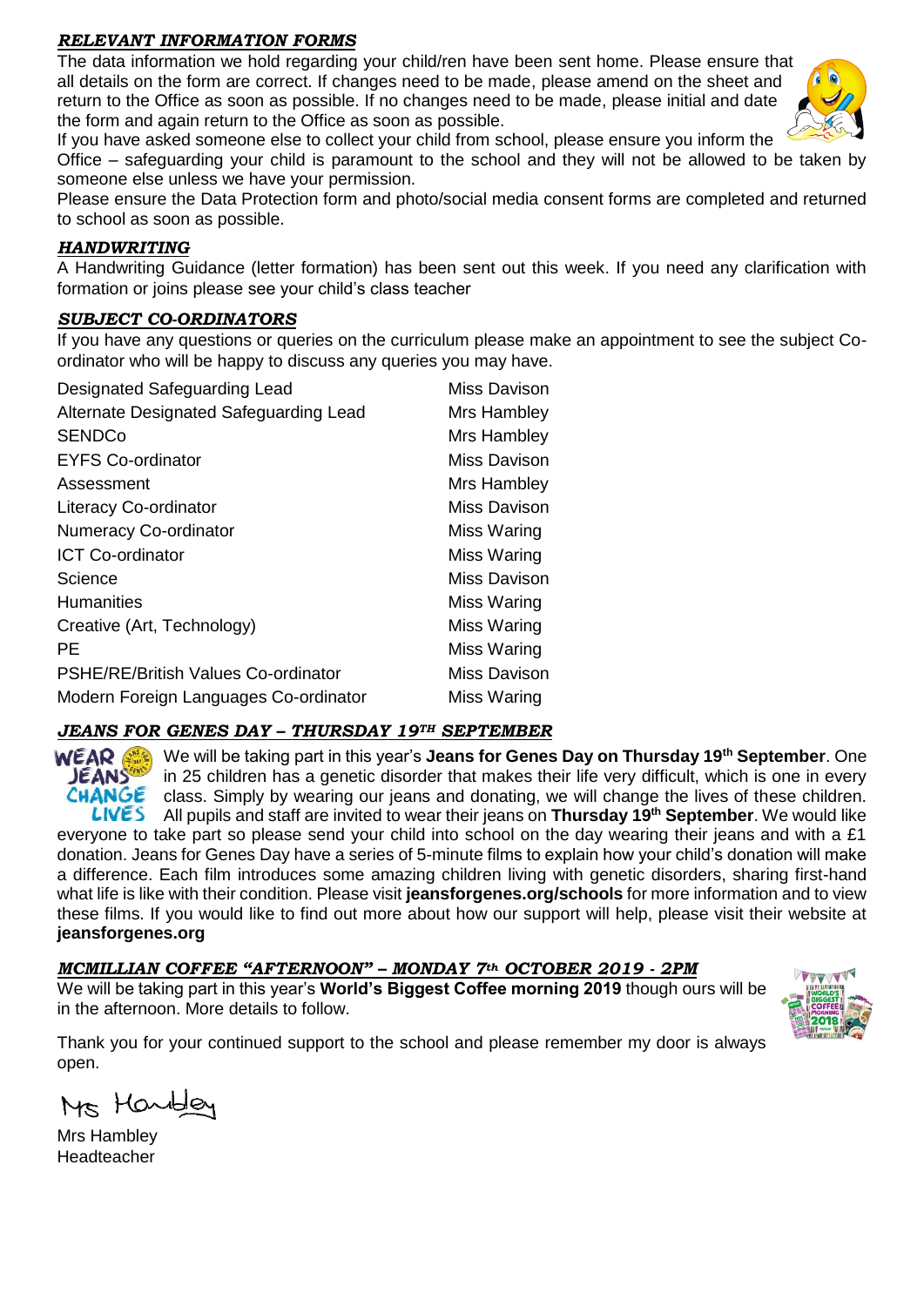### *RELEVANT INFORMATION FORMS*

The data information we hold regarding your child/ren have been sent home. Please ensure that all details on the form are correct. If changes need to be made, please amend on the sheet and return to the Office as soon as possible. If no changes need to be made, please initial and date the form and again return to the Office as soon as possible.

If you have asked someone else to collect your child from school, please ensure you inform the Office – safeguarding your child is paramount to the school and they will not be allowed to be taken by someone else unless we have your permission.

Please ensure the Data Protection form and photo/social media consent forms are completed and returned to school as soon as possible.

### *HANDWRITING*

A Handwriting Guidance (letter formation) has been sent out this week. If you need any clarification with formation or joins please see your child's class teacher

### *SUBJECT CO-ORDINATORS*

If you have any questions or queries on the curriculum please make an appointment to see the subject Co-ordinator who will be happy to discuss any queries you may have.

| | |
|---|---|
| Designated Safeguarding Lead | Miss Davison |
| Alternate Designated Safeguarding Lead | Mrs Hambley |
| SENDCo | Mrs Hambley |
| EYFS Co-ordinator | Miss Davison |
| Assessment | Mrs Hambley |
| Literacy Co-ordinator | Miss Davison |
| Numeracy Co-ordinator | Miss Waring |
| ICT Co-ordinator | Miss Waring |
| Science | Miss Davison |
| Humanities | Miss Waring |
| Creative (Art, Technology) | Miss Waring |
| PE | Miss Waring |
| PSHE/RE/British Values Co-ordinator | Miss Davison |
| Modern Foreign Languages Co-ordinator | Miss Waring |

### *JEANS FOR GENES DAY – THURSDAY 19TH SEPTEMBER*

We will be taking part in this year's **Jeans for Genes Day on Thursday 19th September**. One in 25 children has a genetic disorder that makes their life very difficult, which is one in every class. Simply by wearing our jeans and donating, we will change the lives of these children. All pupils and staff are invited to wear their jeans on **Thursday 19th September**. We would like everyone to take part so please send your child into school on the day wearing their jeans and with a £1 donation. Jeans for Genes Day have a series of 5-minute films to explain how your child's donation will make a difference. Each film introduces some amazing children living with genetic disorders, sharing first-hand what life is like with their condition. Please visit **jeansforgenes.org/schools** for more information and to view these films. If you would like to find out more about how our support will help, please visit their website at **jeansforgenes.org**

### *MCMILLIAN COFFEE "AFTERNOON" – MONDAY 7th OCTOBER 2019 - 2PM*

We will be taking part in this year's **World's Biggest Coffee morning 2019** though ours will be in the afternoon. More details to follow.

Thank you for your continued support to the school and please remember my door is always open.

Mrs Hambley

Mrs Hambley
Headteacher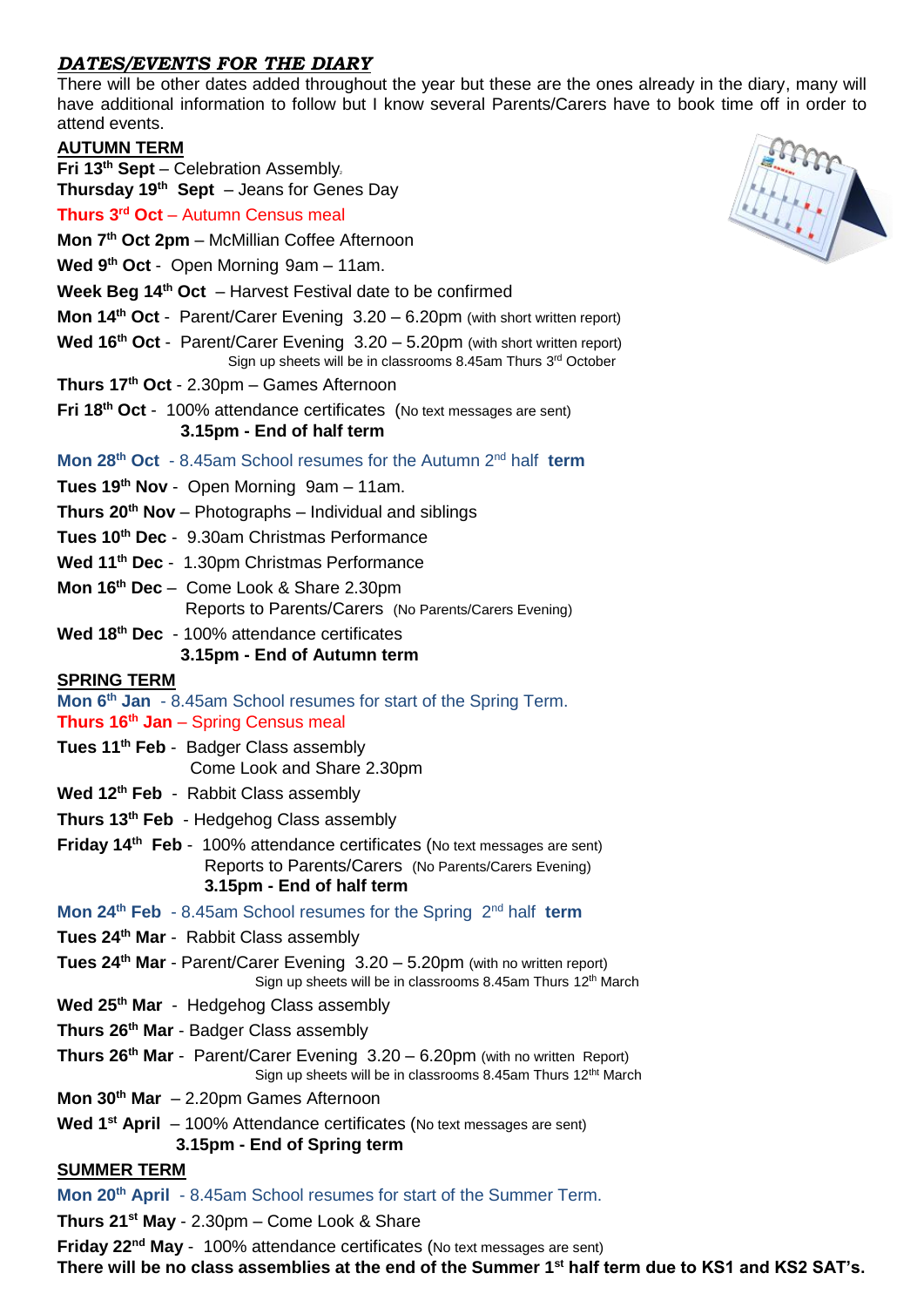## *DATES/EVENTS FOR THE DIARY*

There will be other dates added throughout the year but these are the ones already in the diary, many will have additional information to follow but I know several Parents/Carers have to book time off in order to attend events.

### AUTUMN TERM

**Fri 13th Sept** – Celebration Assembly.

**Thursday 19th Sept** – Jeans for Genes Day

**Thurs 3rd Oct** – Autumn Census meal

**Mon 7th Oct 2pm** – McMillian Coffee Afternoon

**Wed 9th Oct** - Open Morning 9am – 11am.

**Week Beg 14th Oct** – Harvest Festival date to be confirmed

**Mon 14th Oct** - Parent/Carer Evening 3.20 – 6.20pm (with short written report)

**Wed 16th Oct** - Parent/Carer Evening 3.20 – 5.20pm (with short written report)
Sign up sheets will be in classrooms 8.45am Thurs 3rd October

**Thurs 17th Oct** - 2.30pm – Games Afternoon

**Fri 18th Oct** - 100% attendance certificates (No text messages are sent)
**3.15pm - End of half term**

**Mon 28th Oct** - 8.45am School resumes for the Autumn 2nd half **term**

**Tues 19th Nov** - Open Morning 9am – 11am.

**Thurs 20th Nov** – Photographs – Individual and siblings

**Tues 10th Dec** - 9.30am Christmas Performance

**Wed 11th Dec** - 1.30pm Christmas Performance

**Mon 16th Dec** – Come Look & Share 2.30pm
Reports to Parents/Carers (No Parents/Carers Evening)

**Wed 18th Dec** - 100% attendance certificates
**3.15pm - End of Autumn term**

### SPRING TERM

**Mon 6th Jan** - 8.45am School resumes for start of the Spring Term.

**Thurs 16th Jan** – Spring Census meal

**Tues 11th Feb** - Badger Class assembly
Come Look and Share 2.30pm

**Wed 12th Feb** - Rabbit Class assembly

**Thurs 13th Feb** - Hedgehog Class assembly

**Friday 14th Feb** - 100% attendance certificates (No text messages are sent)
Reports to Parents/Carers (No Parents/Carers Evening)
**3.15pm - End of half term**

**Mon 24th Feb** - 8.45am School resumes for the Spring 2nd half **term**

**Tues 24th Mar** - Rabbit Class assembly

**Tues 24th Mar** - Parent/Carer Evening 3.20 – 5.20pm (with no written report)
Sign up sheets will be in classrooms 8.45am Thurs 12th March

**Wed 25th Mar** - Hedgehog Class assembly

**Thurs 26th Mar** - Badger Class assembly

**Thurs 26th Mar** - Parent/Carer Evening 3.20 – 6.20pm (with no written Report)
Sign up sheets will be in classrooms 8.45am Thurs 12th March

**Mon 30th Mar** – 2.20pm Games Afternoon

**Wed 1st April** – 100% Attendance certificates (No text messages are sent)
**3.15pm - End of Spring term**

### SUMMER TERM

**Mon 20th April** - 8.45am School resumes for start of the Summer Term.

**Thurs 21st May** - 2.30pm – Come Look & Share

**Friday 22nd May** - 100% attendance certificates (No text messages are sent)

**There will be no class assemblies at the end of the Summer 1st half term due to KS1 and KS2 SAT's.**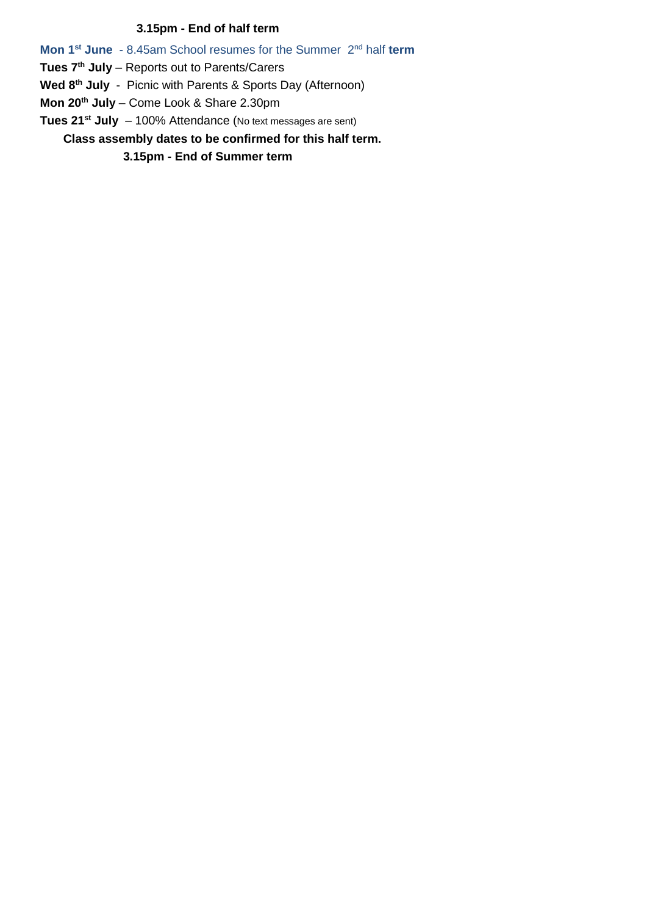**3.15pm - End of half term**

**Mon 1st June** - 8.45am School resumes for the Summer 2nd half **term**

**Tues 7th July** – Reports out to Parents/Carers

**Wed 8th July** - Picnic with Parents & Sports Day (Afternoon)

**Mon 20th July** – Come Look & Share 2.30pm

**Tues 21st July** – 100% Attendance (No text messages are sent)

**Class assembly dates to be confirmed for this half term.**

**3.15pm - End of Summer term**